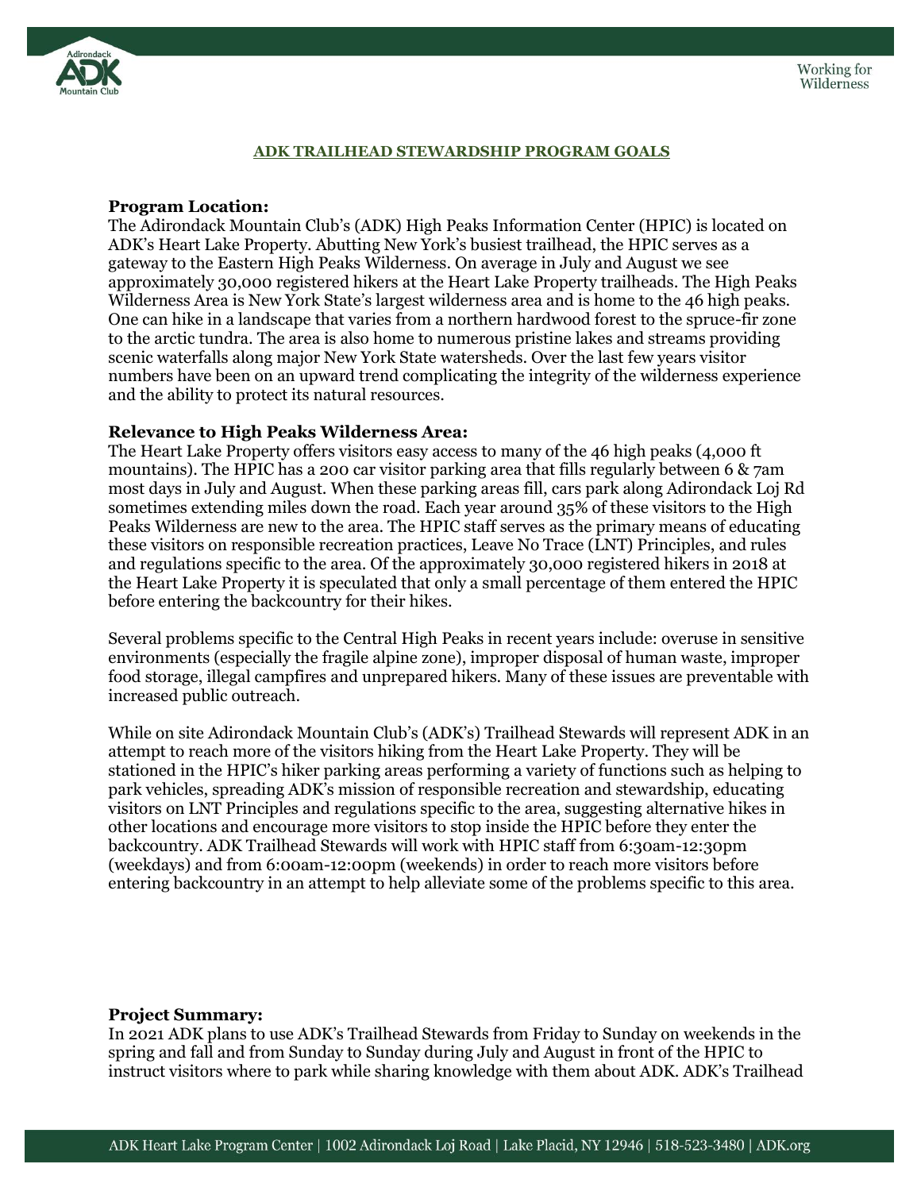## ADK TRAILHEAD STEWARDSHIP PROGRAM GOALS

**Program Location:**
The Adirondack Mountain Club's (ADK) High Peaks Information Center (HPIC) is located on ADK's Heart Lake Property. Abutting New York's busiest trailhead, the HPIC serves as a gateway to the Eastern High Peaks Wilderness. On average in July and August we see approximately 30,000 registered hikers at the Heart Lake Property trailheads. The High Peaks Wilderness Area is New York State's largest wilderness area and is home to the 46 high peaks. One can hike in a landscape that varies from a northern hardwood forest to the spruce-fir zone to the arctic tundra. The area is also home to numerous pristine lakes and streams providing scenic waterfalls along major New York State watersheds. Over the last few years visitor numbers have been on an upward trend complicating the integrity of the wilderness experience and the ability to protect its natural resources.

**Relevance to High Peaks Wilderness Area:**
The Heart Lake Property offers visitors easy access to many of the 46 high peaks (4,000 ft mountains). The HPIC has a 200 car visitor parking area that fills regularly between 6 & 7am most days in July and August. When these parking areas fill, cars park along Adirondack Loj Rd sometimes extending miles down the road. Each year around 35% of these visitors to the High Peaks Wilderness are new to the area. The HPIC staff serves as the primary means of educating these visitors on responsible recreation practices, Leave No Trace (LNT) Principles, and rules and regulations specific to the area. Of the approximately 30,000 registered hikers in 2018 at the Heart Lake Property it is speculated that only a small percentage of them entered the HPIC before entering the backcountry for their hikes.

Several problems specific to the Central High Peaks in recent years include: overuse in sensitive environments (especially the fragile alpine zone), improper disposal of human waste, improper food storage, illegal campfires and unprepared hikers. Many of these issues are preventable with increased public outreach.

While on site Adirondack Mountain Club's (ADK's) Trailhead Stewards will represent ADK in an attempt to reach more of the visitors hiking from the Heart Lake Property. They will be stationed in the HPIC's hiker parking areas performing a variety of functions such as helping to park vehicles, spreading ADK's mission of responsible recreation and stewardship, educating visitors on LNT Principles and regulations specific to the area, suggesting alternative hikes in other locations and encourage more visitors to stop inside the HPIC before they enter the backcountry. ADK Trailhead Stewards will work with HPIC staff from 6:30am-12:30pm (weekdays) and from 6:00am-12:00pm (weekends) in order to reach more visitors before entering backcountry in an attempt to help alleviate some of the problems specific to this area.

**Project Summary:**
In 2021 ADK plans to use ADK's Trailhead Stewards from Friday to Sunday on weekends in the spring and fall and from Sunday to Sunday during July and August in front of the HPIC to instruct visitors where to park while sharing knowledge with them about ADK. ADK's Trailhead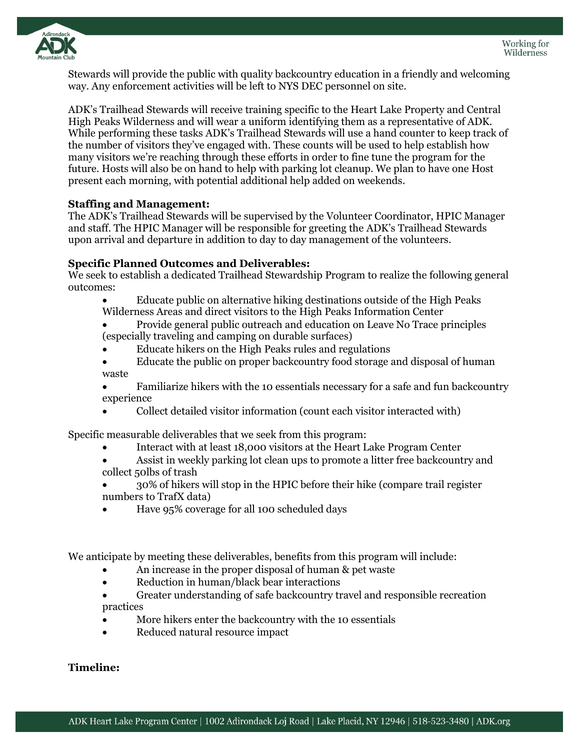Stewards will provide the public with quality backcountry education in a friendly and welcoming way. Any enforcement activities will be left to NYS DEC personnel on site.

ADK's Trailhead Stewards will receive training specific to the Heart Lake Property and Central High Peaks Wilderness and will wear a uniform identifying them as a representative of ADK. While performing these tasks ADK's Trailhead Stewards will use a hand counter to keep track of the number of visitors they've engaged with. These counts will be used to help establish how many visitors we're reaching through these efforts in order to fine tune the program for the future. Hosts will also be on hand to help with parking lot cleanup. We plan to have one Host present each morning, with potential additional help added on weekends.

**Staffing and Management:**
The ADK's Trailhead Stewards will be supervised by the Volunteer Coordinator, HPIC Manager and staff. The HPIC Manager will be responsible for greeting the ADK's Trailhead Stewards upon arrival and departure in addition to day to day management of the volunteers.

**Specific Planned Outcomes and Deliverables:**
We seek to establish a dedicated Trailhead Stewardship Program to realize the following general outcomes:

- Educate public on alternative hiking destinations outside of the High Peaks Wilderness Areas and direct visitors to the High Peaks Information Center
- Provide general public outreach and education on Leave No Trace principles (especially traveling and camping on durable surfaces)
- Educate hikers on the High Peaks rules and regulations
- Educate the public on proper backcountry food storage and disposal of human waste
- Familiarize hikers with the 10 essentials necessary for a safe and fun backcountry experience
- Collect detailed visitor information (count each visitor interacted with)

Specific measurable deliverables that we seek from this program:

- Interact with at least 18,000 visitors at the Heart Lake Program Center
- Assist in weekly parking lot clean ups to promote a litter free backcountry and collect 50lbs of trash
- 30% of hikers will stop in the HPIC before their hike (compare trail register numbers to TrafX data)
- Have 95% coverage for all 100 scheduled days

We anticipate by meeting these deliverables, benefits from this program will include:

- An increase in the proper disposal of human & pet waste
- Reduction in human/black bear interactions
- Greater understanding of safe backcountry travel and responsible recreation practices
- More hikers enter the backcountry with the 10 essentials
- Reduced natural resource impact

**Timeline:**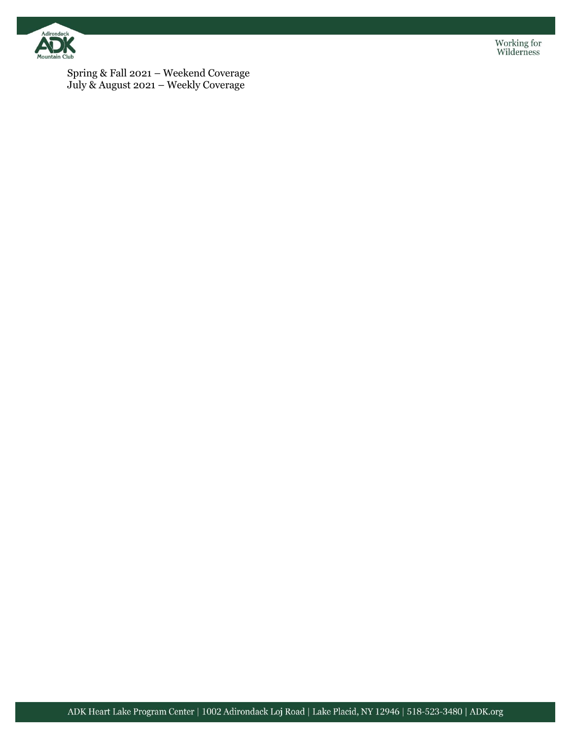Spring & Fall 2021 – Weekend Coverage
July & August 2021 – Weekly Coverage